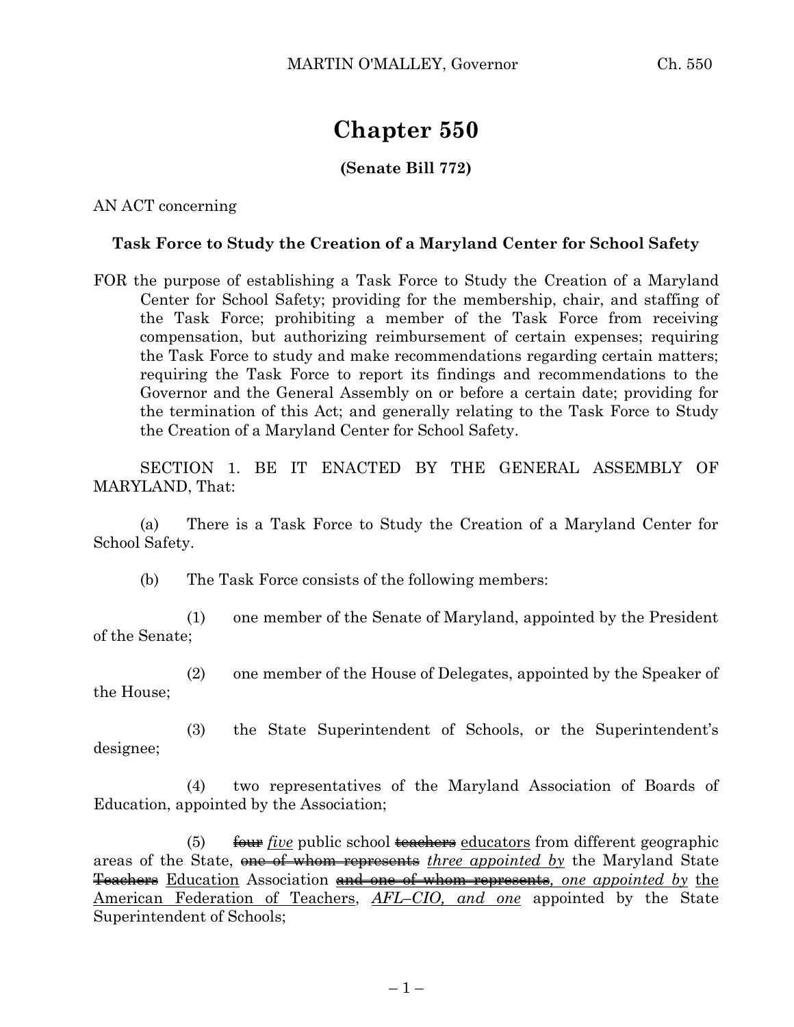# Chapter 550

**(Senate Bill 772)**

AN ACT concerning

**Task Force to Study the Creation of a Maryland Center for School Safety**

FOR the purpose of establishing a Task Force to Study the Creation of a Maryland Center for School Safety; providing for the membership, chair, and staffing of the Task Force; prohibiting a member of the Task Force from receiving compensation, but authorizing reimbursement of certain expenses; requiring the Task Force to study and make recommendations regarding certain matters; requiring the Task Force to report its findings and recommendations to the Governor and the General Assembly on or before a certain date; providing for the termination of this Act; and generally relating to the Task Force to Study the Creation of a Maryland Center for School Safety.

SECTION 1. BE IT ENACTED BY THE GENERAL ASSEMBLY OF MARYLAND, That:

(a) There is a Task Force to Study the Creation of a Maryland Center for School Safety.

(b) The Task Force consists of the following members:

(1) one member of the Senate of Maryland, appointed by the President of the Senate;

(2) one member of the House of Delegates, appointed by the Speaker of the House;

(3) the State Superintendent of Schools, or the Superintendent's designee;

(4) two representatives of the Maryland Association of Boards of Education, appointed by the Association;

(5) ~~four~~ *<u>five</u>* public school ~~teachers~~ <u>educators</u> from different geographic areas of the State, ~~one of whom represents~~ *<u>three appointed by</u>* the Maryland State ~~Teachers~~ <u>Education</u> Association ~~and one of whom represents~~*<u>, one appointed by</u>* <u>the American Federation of Teachers</u>, *<u>AFL–CIO, and one</u>* appointed by the State Superintendent of Schools;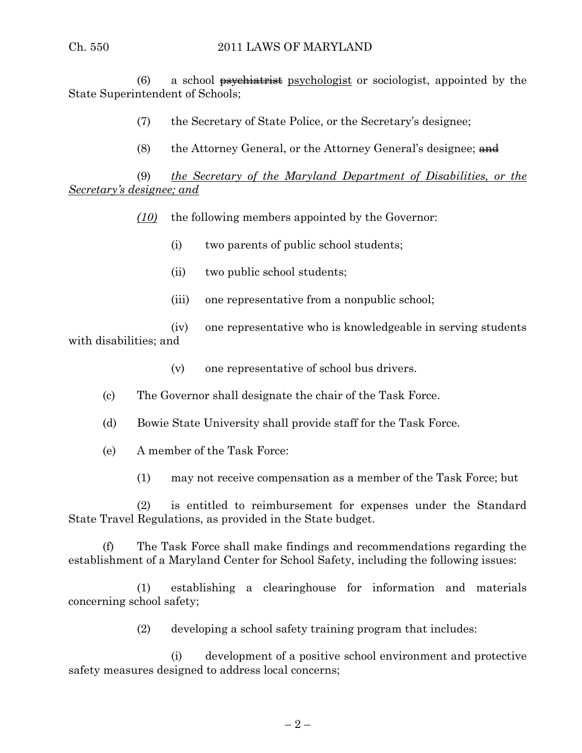(6) a school ~~psychiatrist~~ psychologist or sociologist, appointed by the State Superintendent of Schools;

(7) the Secretary of State Police, or the Secretary's designee;

(8) the Attorney General, or the Attorney General's designee; ~~and~~

(9) *the Secretary of the Maryland Department of Disabilities, or the Secretary's designee; and*

*(10)* the following members appointed by the Governor:

(i) two parents of public school students;

(ii) two public school students;

(iii) one representative from a nonpublic school;

(iv) one representative who is knowledgeable in serving students with disabilities; and

(v) one representative of school bus drivers.

(c) The Governor shall designate the chair of the Task Force.

(d) Bowie State University shall provide staff for the Task Force.

(e) A member of the Task Force:

(1) may not receive compensation as a member of the Task Force; but

(2) is entitled to reimbursement for expenses under the Standard State Travel Regulations, as provided in the State budget.

(f) The Task Force shall make findings and recommendations regarding the establishment of a Maryland Center for School Safety, including the following issues:

(1) establishing a clearinghouse for information and materials concerning school safety;

(2) developing a school safety training program that includes:

(i) development of a positive school environment and protective safety measures designed to address local concerns;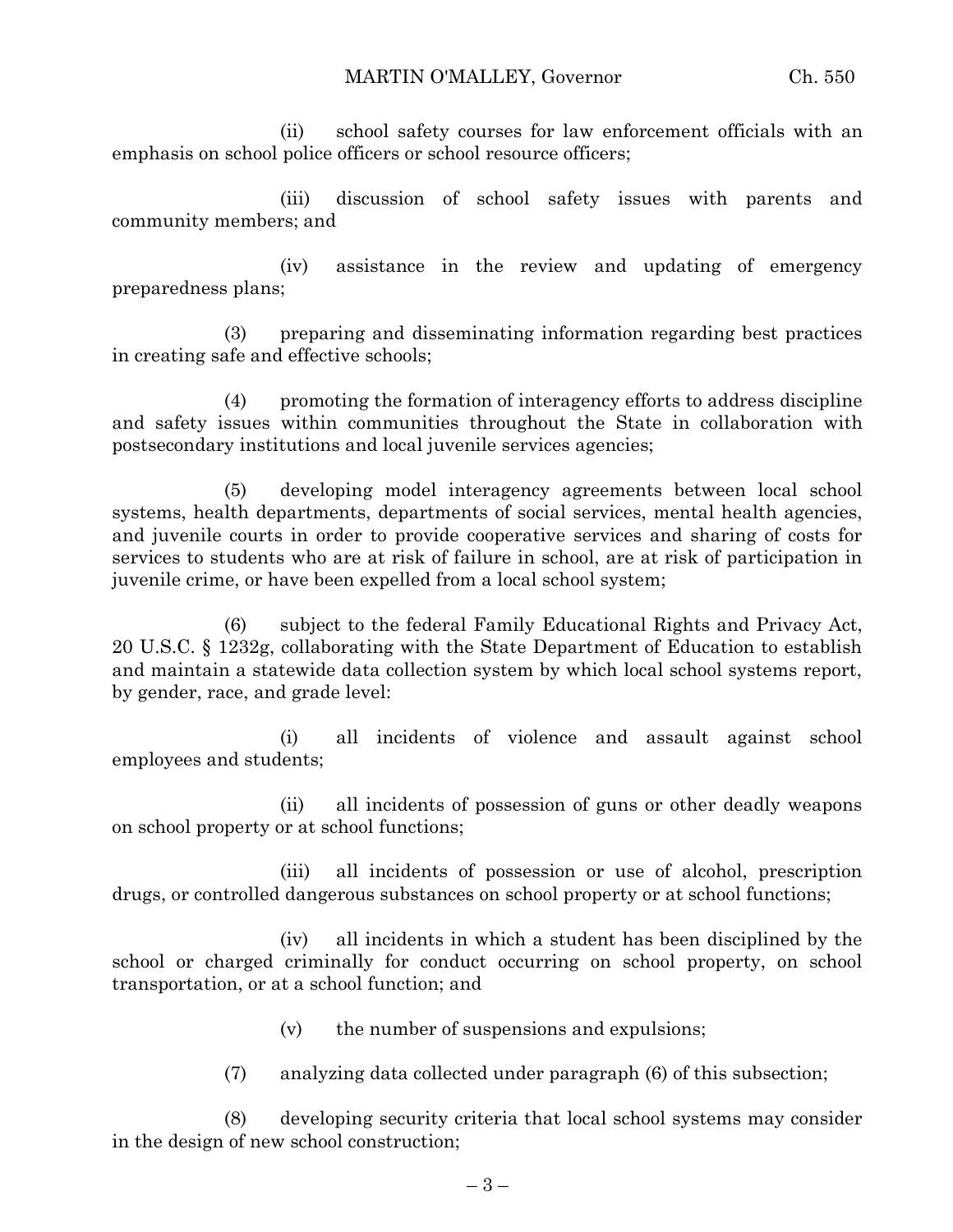(ii) school safety courses for law enforcement officials with an emphasis on school police officers or school resource officers;

(iii) discussion of school safety issues with parents and community members; and

(iv) assistance in the review and updating of emergency preparedness plans;

(3) preparing and disseminating information regarding best practices in creating safe and effective schools;

(4) promoting the formation of interagency efforts to address discipline and safety issues within communities throughout the State in collaboration with postsecondary institutions and local juvenile services agencies;

(5) developing model interagency agreements between local school systems, health departments, departments of social services, mental health agencies, and juvenile courts in order to provide cooperative services and sharing of costs for services to students who are at risk of failure in school, are at risk of participation in juvenile crime, or have been expelled from a local school system;

(6) subject to the federal Family Educational Rights and Privacy Act, 20 U.S.C. § 1232g, collaborating with the State Department of Education to establish and maintain a statewide data collection system by which local school systems report, by gender, race, and grade level:

(i) all incidents of violence and assault against school employees and students;

(ii) all incidents of possession of guns or other deadly weapons on school property or at school functions;

(iii) all incidents of possession or use of alcohol, prescription drugs, or controlled dangerous substances on school property or at school functions;

(iv) all incidents in which a student has been disciplined by the school or charged criminally for conduct occurring on school property, on school transportation, or at a school function; and

(v) the number of suspensions and expulsions;

(7) analyzing data collected under paragraph (6) of this subsection;

(8) developing security criteria that local school systems may consider in the design of new school construction;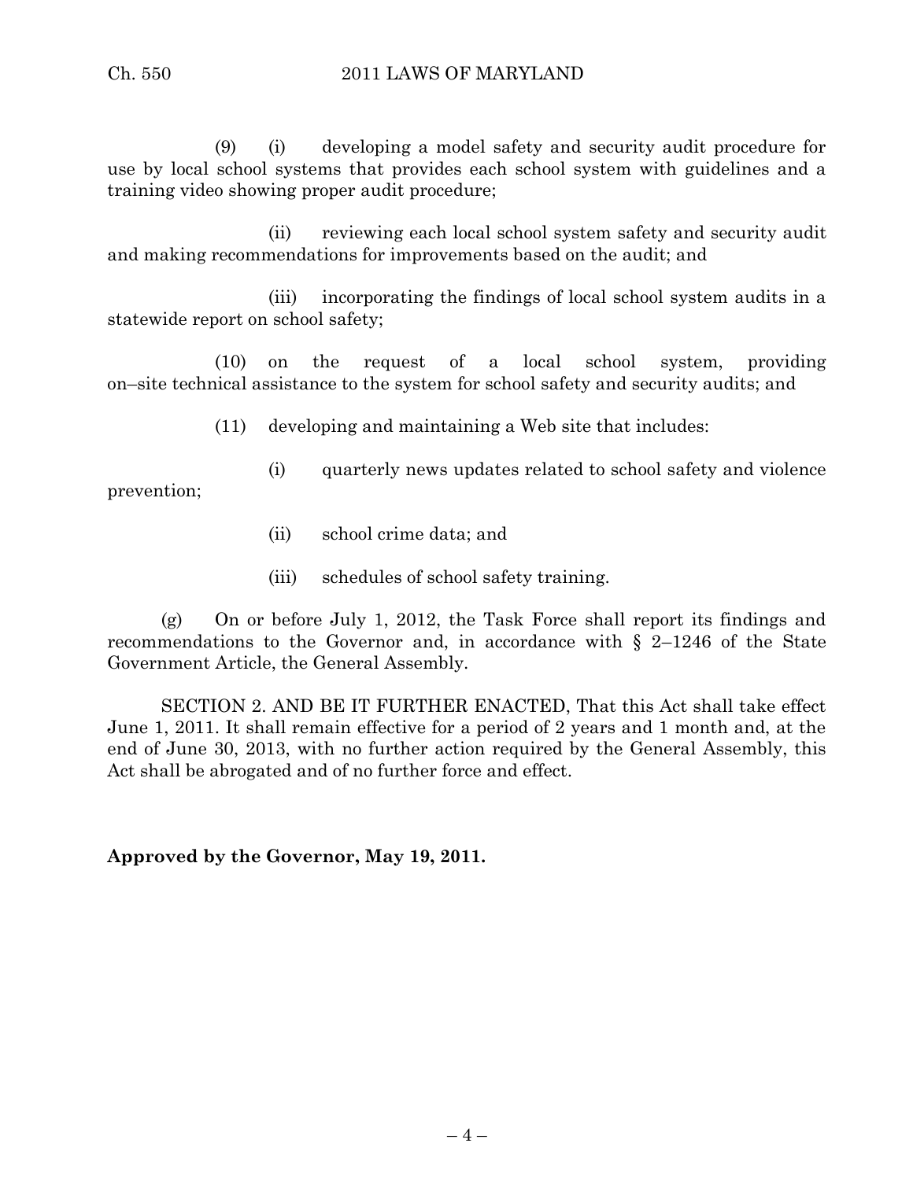(9) (i) developing a model safety and security audit procedure for use by local school systems that provides each school system with guidelines and a training video showing proper audit procedure;

(ii) reviewing each local school system safety and security audit and making recommendations for improvements based on the audit; and

(iii) incorporating the findings of local school system audits in a statewide report on school safety;

(10) on the request of a local school system, providing on–site technical assistance to the system for school safety and security audits; and

(11) developing and maintaining a Web site that includes:

(i) quarterly news updates related to school safety and violence prevention;

(ii) school crime data; and

(iii) schedules of school safety training.

(g) On or before July 1, 2012, the Task Force shall report its findings and recommendations to the Governor and, in accordance with § 2–1246 of the State Government Article, the General Assembly.

SECTION 2. AND BE IT FURTHER ENACTED, That this Act shall take effect June 1, 2011. It shall remain effective for a period of 2 years and 1 month and, at the end of June 30, 2013, with no further action required by the General Assembly, this Act shall be abrogated and of no further force and effect.

**Approved by the Governor, May 19, 2011.**